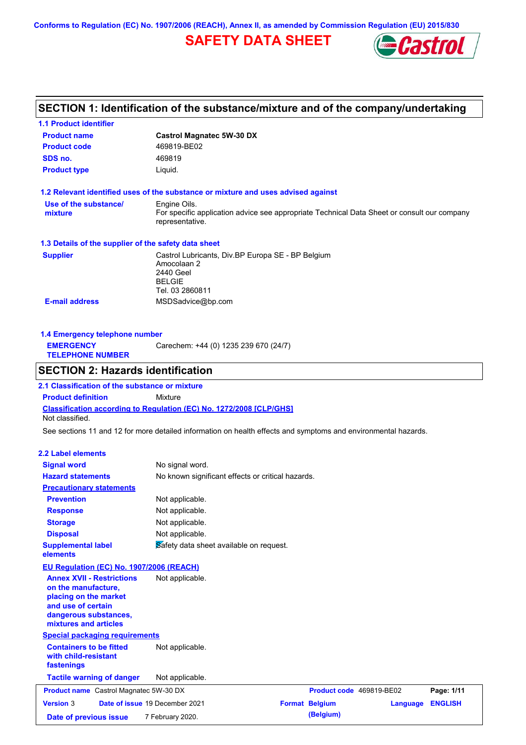Conforms to Regulation (EC) No. 1907/2006 (REACH), Annex II, as amended by Commission Regulation (EU) 2015/830

# SAFETY DATA SHEET

## SECTION 1: Identification of the substance/mixture and of the company/undertaking

### 1.1 Product identifier

**Product name** Castrol Magnatec 5W-30 DX

**Product code** 469819-BE02

**SDS no.** 469819

**Product type** Liquid.

### 1.2 Relevant identified uses of the substance or mixture and uses advised against

**Use of the substance/mixture** Engine Oils.
For specific application advice see appropriate Technical Data Sheet or consult our company representative.

### 1.3 Details of the supplier of the safety data sheet

**Supplier** Castrol Lubricants, Div.BP Europa SE - BP Belgium
Amocolaan 2
2440 Geel
BELGIE
Tel. 03 2860811

**E-mail address** MSDSadvice@bp.com

### 1.4 Emergency telephone number

**EMERGENCY TELEPHONE NUMBER** Carechem: +44 (0) 1235 239 670 (24/7)

## SECTION 2: Hazards identification

### 2.1 Classification of the substance or mixture

**Product definition** Mixture

**Classification according to Regulation (EC) No. 1272/2008 [CLP/GHS]**

Not classified.

See sections 11 and 12 for more detailed information on health effects and symptoms and environmental hazards.

### 2.2 Label elements

**Signal word** No signal word.

**Hazard statements** No known significant effects or critical hazards.

**Precautionary statements**

**Prevention** Not applicable.

**Response** Not applicable.

**Storage** Not applicable.

**Disposal** Not applicable.

**Supplemental label elements** Safety data sheet available on request.

**EU Regulation (EC) No. 1907/2006 (REACH)**

**Annex XVII - Restrictions on the manufacture, placing on the market and use of certain dangerous substances, mixtures and articles** Not applicable.

**Special packaging requirements**

**Containers to be fitted with child-resistant fastenings** Not applicable.

**Tactile warning of danger** Not applicable.

| Product name Castrol Magnatec 5W-30 DX | | Product code 469819-BE02 | Page: 1/11 |
|---|---|---|---|
| Version 3 | Date of issue 19 December 2021 | Format Belgium (Belgium) | Language ENGLISH |
| Date of previous issue | 7 February 2020. | | |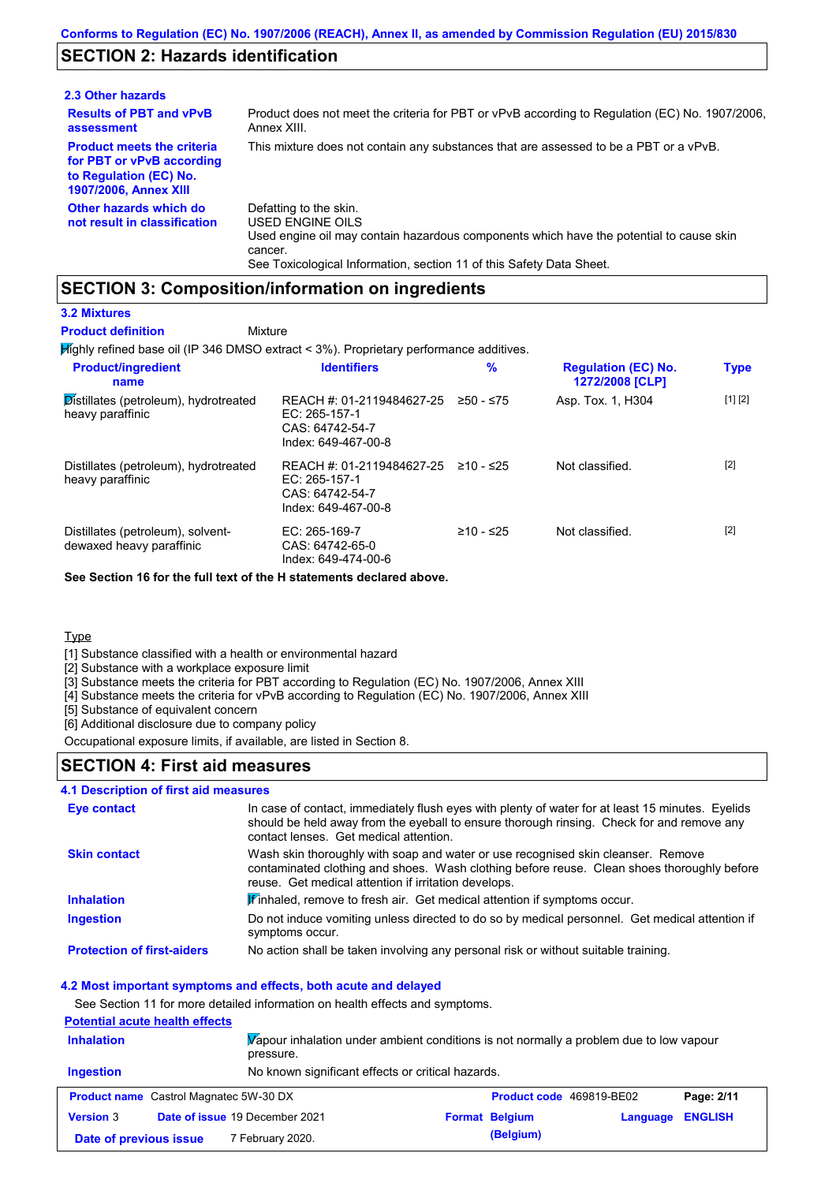Conforms to Regulation (EC) No. 1907/2006 (REACH), Annex II, as amended by Commission Regulation (EU) 2015/830

## SECTION 2: Hazards identification

### 2.3 Other hazards

**Results of PBT and vPvB assessment**: Product does not meet the criteria for PBT or vPvB according to Regulation (EC) No. 1907/2006, Annex XIII.

**Product meets the criteria for PBT or vPvB according to Regulation (EC) No. 1907/2006, Annex XIII**: This mixture does not contain any substances that are assessed to be a PBT or a vPvB.

**Other hazards which do not result in classification**: Defatting to the skin.
USED ENGINE OILS
Used engine oil may contain hazardous components which have the potential to cause skin cancer.
See Toxicological Information, section 11 of this Safety Data Sheet.

## SECTION 3: Composition/information on ingredients

### 3.2 Mixtures

**Product definition**: Mixture

Highly refined base oil (IP 346 DMSO extract < 3%). Proprietary performance additives.

| Product/ingredient name | Identifiers | % | Regulation (EC) No. 1272/2008 [CLP] | Type |
|---|---|---|---|---|
| Distillates (petroleum), hydrotreated heavy paraffinic | REACH #: 01-2119484627-25<br>EC: 265-157-1<br>CAS: 64742-54-7<br>Index: 649-467-00-8 | ≥50 - ≤75 | Asp. Tox. 1, H304 | [1] [2] |
| Distillates (petroleum), hydrotreated heavy paraffinic | REACH #: 01-2119484627-25<br>EC: 265-157-1<br>CAS: 64742-54-7<br>Index: 649-467-00-8 | ≥10 - ≤25 | Not classified. | [2] |
| Distillates (petroleum), solvent-dewaxed heavy paraffinic | EC: 265-169-7<br>CAS: 64742-65-0<br>Index: 649-474-00-6 | ≥10 - ≤25 | Not classified. | [2] |

**See Section 16 for the full text of the H statements declared above.**

Type

[1] Substance classified with a health or environmental hazard
[2] Substance with a workplace exposure limit
[3] Substance meets the criteria for PBT according to Regulation (EC) No. 1907/2006, Annex XIII
[4] Substance meets the criteria for vPvB according to Regulation (EC) No. 1907/2006, Annex XIII
[5] Substance of equivalent concern
[6] Additional disclosure due to company policy

Occupational exposure limits, if available, are listed in Section 8.

## SECTION 4: First aid measures

### 4.1 Description of first aid measures

**Eye contact**: In case of contact, immediately flush eyes with plenty of water for at least 15 minutes. Eyelids should be held away from the eyeball to ensure thorough rinsing. Check for and remove any contact lenses. Get medical attention.

**Skin contact**: Wash skin thoroughly with soap and water or use recognised skin cleanser. Remove contaminated clothing and shoes. Wash clothing before reuse. Clean shoes thoroughly before reuse. Get medical attention if irritation develops.

**Inhalation**: If inhaled, remove to fresh air. Get medical attention if symptoms occur.

**Ingestion**: Do not induce vomiting unless directed to do so by medical personnel. Get medical attention if symptoms occur.

**Protection of first-aiders**: No action shall be taken involving any personal risk or without suitable training.

### 4.2 Most important symptoms and effects, both acute and delayed

See Section 11 for more detailed information on health effects and symptoms.

**Potential acute health effects**

**Inhalation**: Vapour inhalation under ambient conditions is not normally a problem due to low vapour pressure.

**Ingestion**: No known significant effects or critical hazards.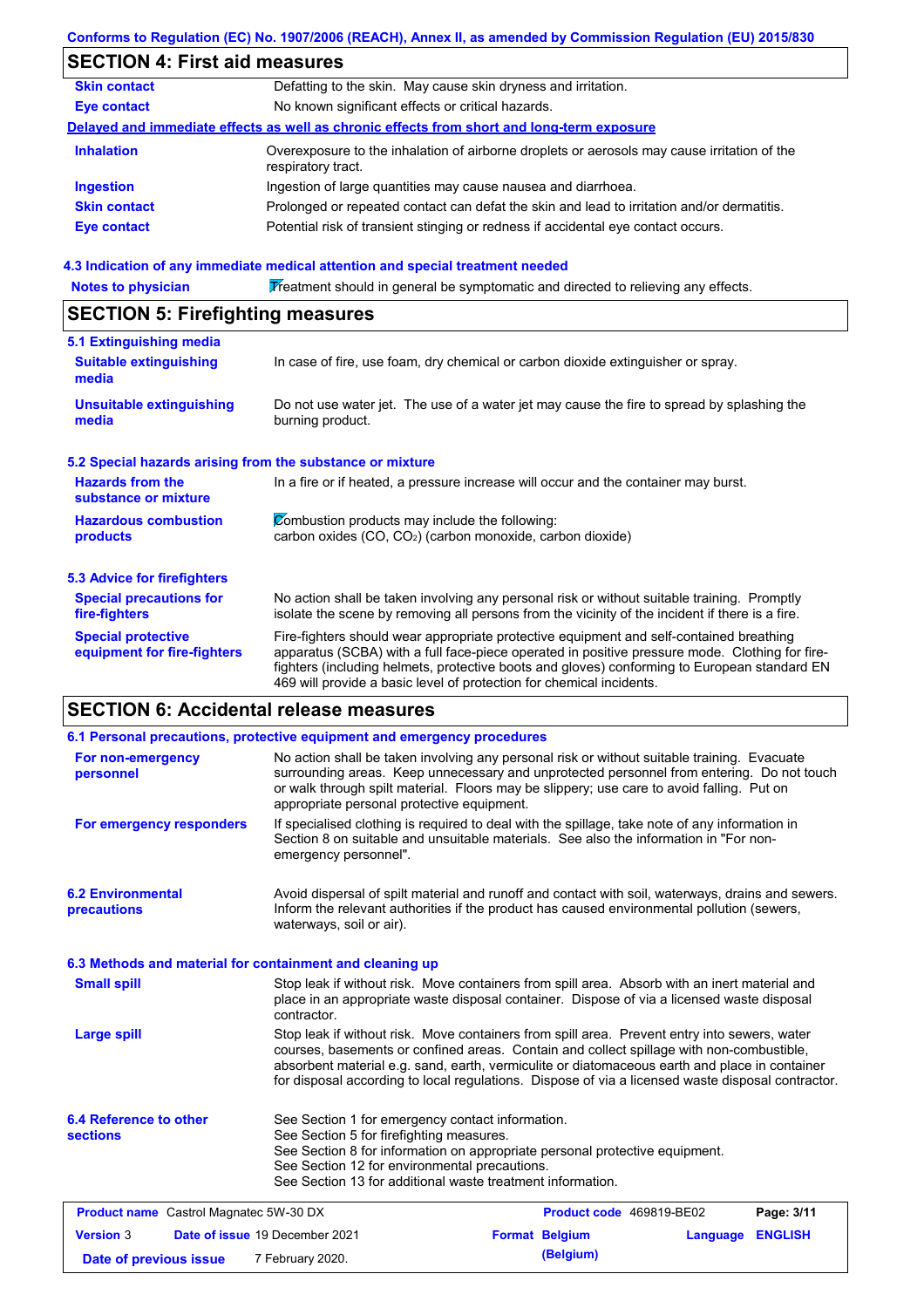Conforms to Regulation (EC) No. 1907/2006 (REACH), Annex II, as amended by Commission Regulation (EU) 2015/830

## SECTION 4: First aid measures

| | |
|---|---|
| **Skin contact** | Defatting to the skin. May cause skin dryness and irritation. |
| **Eye contact** | No known significant effects or critical hazards. |

**Delayed and immediate effects as well as chronic effects from short and long-term exposure**

| | |
|---|---|
| **Inhalation** | Overexposure to the inhalation of airborne droplets or aerosols may cause irritation of the respiratory tract. |
| **Ingestion** | Ingestion of large quantities may cause nausea and diarrhoea. |
| **Skin contact** | Prolonged or repeated contact can defat the skin and lead to irritation and/or dermatitis. |
| **Eye contact** | Potential risk of transient stinging or redness if accidental eye contact occurs. |

### 4.3 Indication of any immediate medical attention and special treatment needed

| | |
|---|---|
| **Notes to physician** | Treatment should in general be symptomatic and directed to relieving any effects. |

## SECTION 5: Firefighting measures

### 5.1 Extinguishing media

| | |
|---|---|
| **Suitable extinguishing media** | In case of fire, use foam, dry chemical or carbon dioxide extinguisher or spray. |
| **Unsuitable extinguishing media** | Do not use water jet. The use of a water jet may cause the fire to spread by splashing the burning product. |

### 5.2 Special hazards arising from the substance or mixture

| | |
|---|---|
| **Hazards from the substance or mixture** | In a fire or if heated, a pressure increase will occur and the container may burst. |
| **Hazardous combustion products** | Combustion products may include the following:<br>carbon oxides (CO, $CO_2$) (carbon monoxide, carbon dioxide) |

### 5.3 Advice for firefighters

| | |
|---|---|
| **Special precautions for fire-fighters** | No action shall be taken involving any personal risk or without suitable training. Promptly isolate the scene by removing all persons from the vicinity of the incident if there is a fire. |
| **Special protective equipment for fire-fighters** | Fire-fighters should wear appropriate protective equipment and self-contained breathing apparatus (SCBA) with a full face-piece operated in positive pressure mode. Clothing for fire-fighters (including helmets, protective boots and gloves) conforming to European standard EN 469 will provide a basic level of protection for chemical incidents. |

## SECTION 6: Accidental release measures

### 6.1 Personal precautions, protective equipment and emergency procedures

| | |
|---|---|
| **For non-emergency personnel** | No action shall be taken involving any personal risk or without suitable training. Evacuate surrounding areas. Keep unnecessary and unprotected personnel from entering. Do not touch or walk through spilt material. Floors may be slippery; use care to avoid falling. Put on appropriate personal protective equipment. |
| **For emergency responders** | If specialised clothing is required to deal with the spillage, take note of any information in Section 8 on suitable and unsuitable materials. See also the information in "For non-emergency personnel". |

| | |
|---|---|
| **6.2 Environmental precautions** | Avoid dispersal of spilt material and runoff and contact with soil, waterways, drains and sewers. Inform the relevant authorities if the product has caused environmental pollution (sewers, waterways, soil or air). |

### 6.3 Methods and material for containment and cleaning up

| | |
|---|---|
| **Small spill** | Stop leak if without risk. Move containers from spill area. Absorb with an inert material and place in an appropriate waste disposal container. Dispose of via a licensed waste disposal contractor. |
| **Large spill** | Stop leak if without risk. Move containers from spill area. Prevent entry into sewers, water courses, basements or confined areas. Contain and collect spillage with non-combustible, absorbent material e.g. sand, earth, vermiculite or diatomaceous earth and place in container for disposal according to local regulations. Dispose of via a licensed waste disposal contractor. |

| | |
|---|---|
| **6.4 Reference to other sections** | See Section 1 for emergency contact information.<br>See Section 5 for firefighting measures.<br>See Section 8 for information on appropriate personal protective equipment.<br>See Section 12 for environmental precautions.<br>See Section 13 for additional waste treatment information. |

| **Product name** Castrol Magnatec 5W-30 DX | **Product code** 469819-BE02 | |
|---|---|---|
| **Version** 3 **Date of issue** 19 December 2021 | **Format** Belgium (Belgium) | **Language** ENGLISH |
| **Date of previous issue** 7 February 2020. | | |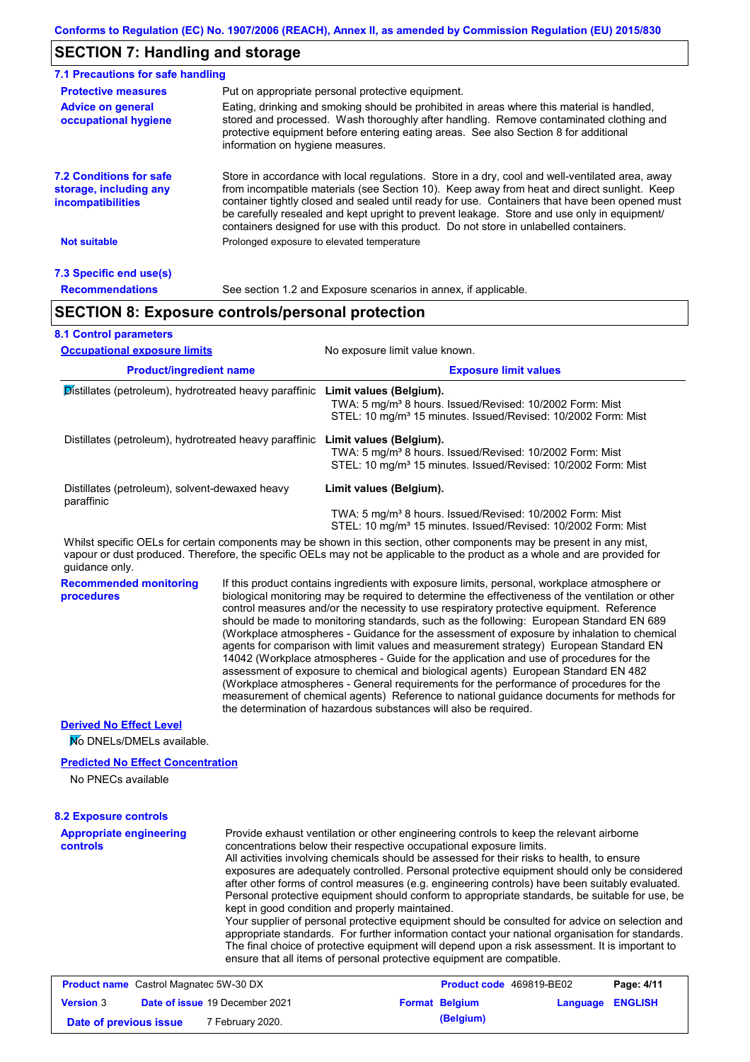Conforms to Regulation (EC) No. 1907/2006 (REACH), Annex II, as amended by Commission Regulation (EU) 2015/830

## SECTION 7: Handling and storage

### 7.1 Precautions for safe handling

**Protective measures**
Put on appropriate personal protective equipment.

**Advice on general occupational hygiene**
Eating, drinking and smoking should be prohibited in areas where this material is handled, stored and processed. Wash thoroughly after handling. Remove contaminated clothing and protective equipment before entering eating areas. See also Section 8 for additional information on hygiene measures.

### 7.2 Conditions for safe storage, including any incompatibilities

Store in accordance with local regulations. Store in a dry, cool and well-ventilated area, away from incompatible materials (see Section 10). Keep away from heat and direct sunlight. Keep container tightly closed and sealed until ready for use. Containers that have been opened must be carefully resealed and kept upright to prevent leakage. Store and use only in equipment/ containers designed for use with this product. Do not store in unlabelled containers.

**Not suitable**
Prolonged exposure to elevated temperature

### 7.3 Specific end use(s)

**Recommendations**
See section 1.2 and Exposure scenarios in annex, if applicable.

## SECTION 8: Exposure controls/personal protection

### 8.1 Control parameters

**Occupational exposure limits**
No exposure limit value known.

| Product/ingredient name | Exposure limit values |
|---|---|
| Distillates (petroleum), hydrotreated heavy paraffinic | **Limit values (Belgium).** TWA: 5 mg/m³ 8 hours. Issued/Revised: 10/2002 Form: Mist STEL: 10 mg/m³ 15 minutes. Issued/Revised: 10/2002 Form: Mist |
| Distillates (petroleum), hydrotreated heavy paraffinic | **Limit values (Belgium).** TWA: 5 mg/m³ 8 hours. Issued/Revised: 10/2002 Form: Mist STEL: 10 mg/m³ 15 minutes. Issued/Revised: 10/2002 Form: Mist |
| Distillates (petroleum), solvent-dewaxed heavy paraffinic | **Limit values (Belgium).** TWA: 5 mg/m³ 8 hours. Issued/Revised: 10/2002 Form: Mist STEL: 10 mg/m³ 15 minutes. Issued/Revised: 10/2002 Form: Mist |

Whilst specific OELs for certain components may be shown in this section, other components may be present in any mist, vapour or dust produced. Therefore, the specific OELs may not be applicable to the product as a whole and are provided for guidance only.

**Recommended monitoring procedures**
If this product contains ingredients with exposure limits, personal, workplace atmosphere or biological monitoring may be required to determine the effectiveness of the ventilation or other control measures and/or the necessity to use respiratory protective equipment. Reference should be made to monitoring standards, such as the following: European Standard EN 689 (Workplace atmospheres - Guidance for the assessment of exposure by inhalation to chemical agents for comparison with limit values and measurement strategy) European Standard EN 14042 (Workplace atmospheres - Guide for the application and use of procedures for the assessment of exposure to chemical and biological agents) European Standard EN 482 (Workplace atmospheres - General requirements for the performance of procedures for the measurement of chemical agents) Reference to national guidance documents for methods for the determination of hazardous substances will also be required.

**Derived No Effect Level**

No DNELs/DMELs available.

**Predicted No Effect Concentration**

No PNECs available

### 8.2 Exposure controls

**Appropriate engineering controls**
Provide exhaust ventilation or other engineering controls to keep the relevant airborne concentrations below their respective occupational exposure limits.
All activities involving chemicals should be assessed for their risks to health, to ensure exposures are adequately controlled. Personal protective equipment should only be considered after other forms of control measures (e.g. engineering controls) have been suitably evaluated. Personal protective equipment should conform to appropriate standards, be suitable for use, be kept in good condition and properly maintained.
Your supplier of personal protective equipment should be consulted for advice on selection and appropriate standards. For further information contact your national organisation for standards. The final choice of protective equipment will depend upon a risk assessment. It is important to ensure that all items of personal protective equipment are compatible.

| **Product name** Castrol Magnatec 5W-30 DX | **Product code** 469819-BE02 | |
|---|---|---|
| **Version** 3 **Date of issue** 19 December 2021 | **Format** Belgium (Belgium) | **Language** ENGLISH |
| **Date of previous issue** 7 February 2020. | | |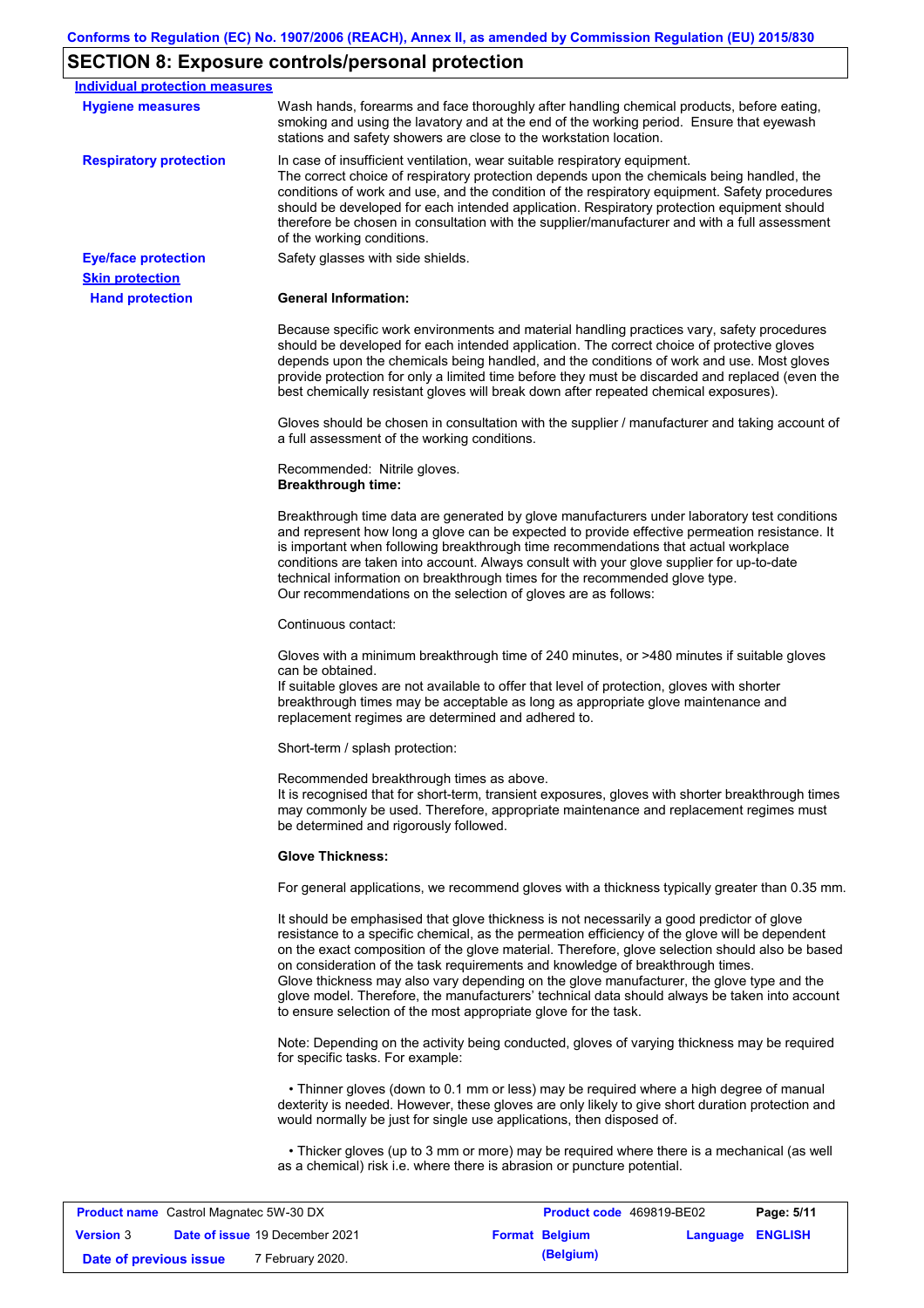## SECTION 8: Exposure controls/personal protection

**Individual protection measures**

**Hygiene measures**

Wash hands, forearms and face thoroughly after handling chemical products, before eating, smoking and using the lavatory and at the end of the working period. Ensure that eyewash stations and safety showers are close to the workstation location.

**Respiratory protection**

In case of insufficient ventilation, wear suitable respiratory equipment.
The correct choice of respiratory protection depends upon the chemicals being handled, the conditions of work and use, and the condition of the respiratory equipment. Safety procedures should be developed for each intended application. Respiratory protection equipment should therefore be chosen in consultation with the supplier/manufacturer and with a full assessment of the working conditions.

**Eye/face protection**

Safety glasses with side shields.

**Skin protection**

**Hand protection**

**General Information:**

Because specific work environments and material handling practices vary, safety procedures should be developed for each intended application. The correct choice of protective gloves depends upon the chemicals being handled, and the conditions of work and use. Most gloves provide protection for only a limited time before they must be discarded and replaced (even the best chemically resistant gloves will break down after repeated chemical exposures).

Gloves should be chosen in consultation with the supplier / manufacturer and taking account of a full assessment of the working conditions.

Recommended: Nitrile gloves.
**Breakthrough time:**

Breakthrough time data are generated by glove manufacturers under laboratory test conditions and represent how long a glove can be expected to provide effective permeation resistance. It is important when following breakthrough time recommendations that actual workplace conditions are taken into account. Always consult with your glove supplier for up-to-date technical information on breakthrough times for the recommended glove type.
Our recommendations on the selection of gloves are as follows:

Continuous contact:

Gloves with a minimum breakthrough time of 240 minutes, or >480 minutes if suitable gloves can be obtained.
If suitable gloves are not available to offer that level of protection, gloves with shorter breakthrough times may be acceptable as long as appropriate glove maintenance and replacement regimes are determined and adhered to.

Short-term / splash protection:

Recommended breakthrough times as above.
It is recognised that for short-term, transient exposures, gloves with shorter breakthrough times may commonly be used. Therefore, appropriate maintenance and replacement regimes must be determined and rigorously followed.

**Glove Thickness:**

For general applications, we recommend gloves with a thickness typically greater than 0.35 mm.

It should be emphasised that glove thickness is not necessarily a good predictor of glove resistance to a specific chemical, as the permeation efficiency of the glove will be dependent on the exact composition of the glove material. Therefore, glove selection should also be based on consideration of the task requirements and knowledge of breakthrough times.
Glove thickness may also vary depending on the glove manufacturer, the glove type and the glove model. Therefore, the manufacturers' technical data should always be taken into account to ensure selection of the most appropriate glove for the task.

Note: Depending on the activity being conducted, gloves of varying thickness may be required for specific tasks. For example:

- Thinner gloves (down to 0.1 mm or less) may be required where a high degree of manual dexterity is needed. However, these gloves are only likely to give short duration protection and would normally be just for single use applications, then disposed of.

- Thicker gloves (up to 3 mm or more) may be required where there is a mechanical (as well as a chemical) risk i.e. where there is abrasion or puncture potential.

| **Product name** Castrol Magnatec 5W-30 DX | | **Product code** 469819-BE02 | **Page: 5/11** |
|---|---|---|---|
| **Version** 3 | **Date of issue** 19 December 2021 | **Format Belgium (Belgium)** | **Language ENGLISH** |
| **Date of previous issue** | 7 February 2020. | | |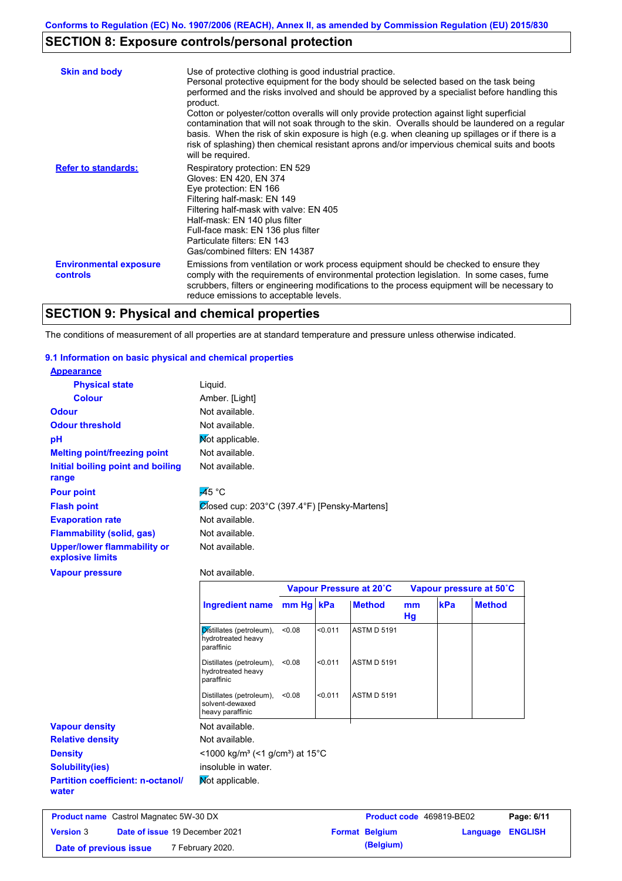## SECTION 8: Exposure controls/personal protection

**Skin and body**

Use of protective clothing is good industrial practice.
Personal protective equipment for the body should be selected based on the task being performed and the risks involved and should be approved by a specialist before handling this product.
Cotton or polyester/cotton overalls will only provide protection against light superficial contamination that will not soak through to the skin. Overalls should be laundered on a regular basis. When the risk of skin exposure is high (e.g. when cleaning up spillages or if there is a risk of splashing) then chemical resistant aprons and/or impervious chemical suits and boots will be required.

**Refer to standards:**

Respiratory protection: EN 529
Gloves: EN 420, EN 374
Eye protection: EN 166
Filtering half-mask: EN 149
Filtering half-mask with valve: EN 405
Half-mask: EN 140 plus filter
Full-face mask: EN 136 plus filter
Particulate filters: EN 143
Gas/combined filters: EN 14387

**Environmental exposure controls**

Emissions from ventilation or work process equipment should be checked to ensure they comply with the requirements of environmental protection legislation. In some cases, fume scrubbers, filters or engineering modifications to the process equipment will be necessary to reduce emissions to acceptable levels.

## SECTION 9: Physical and chemical properties

The conditions of measurement of all properties are at standard temperature and pressure unless otherwise indicated.

### 9.1 Information on basic physical and chemical properties

**Appearance**

**Physical state**: Liquid.

**Colour**: Amber. [Light]

**Odour**: Not available.

**Odour threshold**: Not available.

**pH**: Not applicable.

**Melting point/freezing point**: Not available.

**Initial boiling point and boiling range**: Not available.

**Pour point**: -45 °C

**Flash point**: Closed cup: 203°C (397.4°F) [Pensky-Martens]

**Evaporation rate**: Not available.

**Flammability (solid, gas)**: Not available.

**Upper/lower flammability or explosive limits**: Not available.

**Vapour pressure**: Not available.

| | Vapour Pressure at 20˚C | | | Vapour pressure at 50˚C | | |
|---|---|---|---|---|---|---|
| **Ingredient name** | **mm Hg** | **kPa** | **Method** | **mm Hg** | **kPa** | **Method** |
| Distillates (petroleum), hydrotreated heavy paraffinic | <0.08 | <0.011 | ASTM D 5191 | | | |
| Distillates (petroleum), hydrotreated heavy paraffinic | <0.08 | <0.011 | ASTM D 5191 | | | |
| Distillates (petroleum), solvent-dewaxed heavy paraffinic | <0.08 | <0.011 | ASTM D 5191 | | | |

**Vapour density**: Not available.

**Relative density**: Not available.

**Density**: <1000 kg/m³ (<1 g/cm³) at 15°C

**Solubility(ies)**: insoluble in water.

**Partition coefficient: n-octanol/water**: Not applicable.

| Product name | Castrol Magnatec 5W-30 DX | Product code | 469819-BE02 | Page: 6/11 |
|---|---|---|---|---|
| Version 3 | Date of issue 19 December 2021 | Format Belgium (Belgium) | Language ENGLISH | |
| Date of previous issue | 7 February 2020. | | | |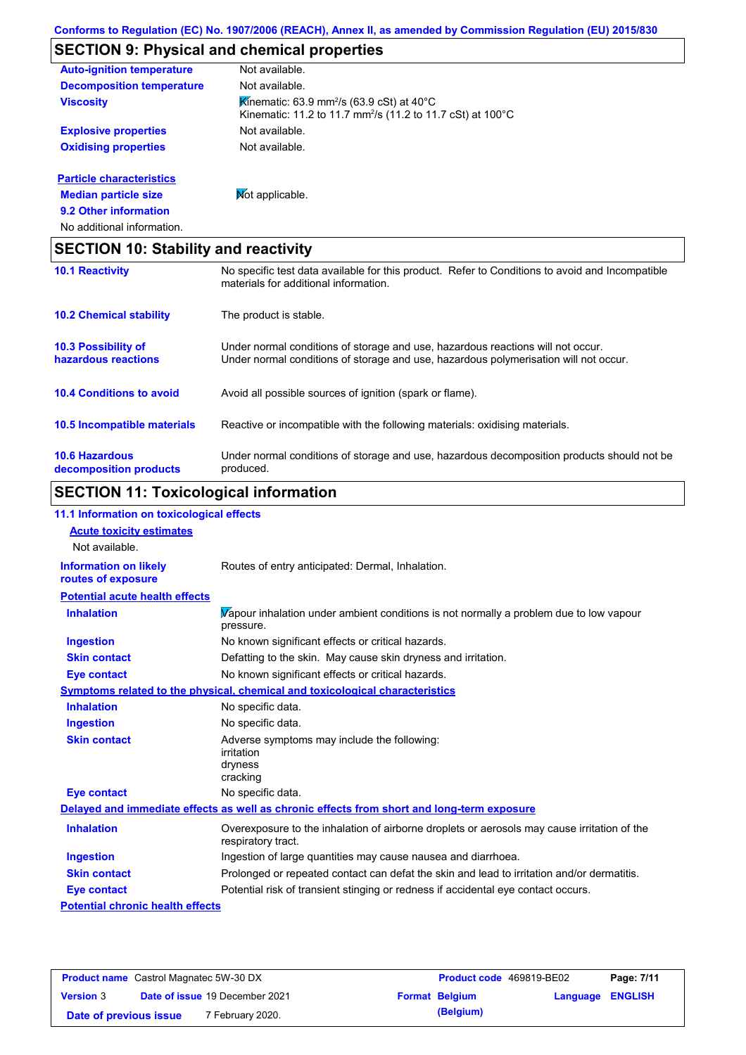Conforms to Regulation (EC) No. 1907/2006 (REACH), Annex II, as amended by Commission Regulation (EU) 2015/830

## SECTION 9: Physical and chemical properties

| | |
|---|---|
| **Auto-ignition temperature** | Not available. |
| **Decomposition temperature** | Not available. |
| **Viscosity** | Kinematic: 63.9 mm$^2$/s (63.9 cSt) at 40°C<br>Kinematic: 11.2 to 11.7 mm$^2$/s (11.2 to 11.7 cSt) at 100°C |
| **Explosive properties** | Not available. |
| **Oxidising properties** | Not available. |

**Particle characteristics**

| | |
|---|---|
| **Median particle size** | Not applicable. |

**9.2 Other information**

No additional information.

## SECTION 10: Stability and reactivity

| | |
|---|---|
| **10.1 Reactivity** | No specific test data available for this product. Refer to Conditions to avoid and Incompatible materials for additional information. |
| **10.2 Chemical stability** | The product is stable. |
| **10.3 Possibility of hazardous reactions** | Under normal conditions of storage and use, hazardous reactions will not occur.<br>Under normal conditions of storage and use, hazardous polymerisation will not occur. |
| **10.4 Conditions to avoid** | Avoid all possible sources of ignition (spark or flame). |
| **10.5 Incompatible materials** | Reactive or incompatible with the following materials: oxidising materials. |
| **10.6 Hazardous decomposition products** | Under normal conditions of storage and use, hazardous decomposition products should not be produced. |

## SECTION 11: Toxicological information

**11.1 Information on toxicological effects**

**Acute toxicity estimates**

Not available.

| | |
|---|---|
| **Information on likely routes of exposure** | Routes of entry anticipated: Dermal, Inhalation. |

**Potential acute health effects**

| | |
|---|---|
| **Inhalation** | Vapour inhalation under ambient conditions is not normally a problem due to low vapour pressure. |
| **Ingestion** | No known significant effects or critical hazards. |
| **Skin contact** | Defatting to the skin. May cause skin dryness and irritation. |
| **Eye contact** | No known significant effects or critical hazards. |

**Symptoms related to the physical, chemical and toxicological characteristics**

| | |
|---|---|
| **Inhalation** | No specific data. |
| **Ingestion** | No specific data. |
| **Skin contact** | Adverse symptoms may include the following:<br>irritation<br>dryness<br>cracking |
| **Eye contact** | No specific data. |

**Delayed and immediate effects as well as chronic effects from short and long-term exposure**

| | |
|---|---|
| **Inhalation** | Overexposure to the inhalation of airborne droplets or aerosols may cause irritation of the respiratory tract. |
| **Ingestion** | Ingestion of large quantities may cause nausea and diarrhoea. |
| **Skin contact** | Prolonged or repeated contact can defat the skin and lead to irritation and/or dermatitis. |
| **Eye contact** | Potential risk of transient stinging or redness if accidental eye contact occurs. |

**Potential chronic health effects**

| | | | |
|---|---|---|---|
| **Product name** Castrol Magnatec 5W-30 DX | | **Product code** 469819-BE02 | |
| **Version** 3 | **Date of issue** 19 December 2021 | **Format** Belgium (Belgium) | **Language** ENGLISH |
| **Date of previous issue** | 7 February 2020. | | |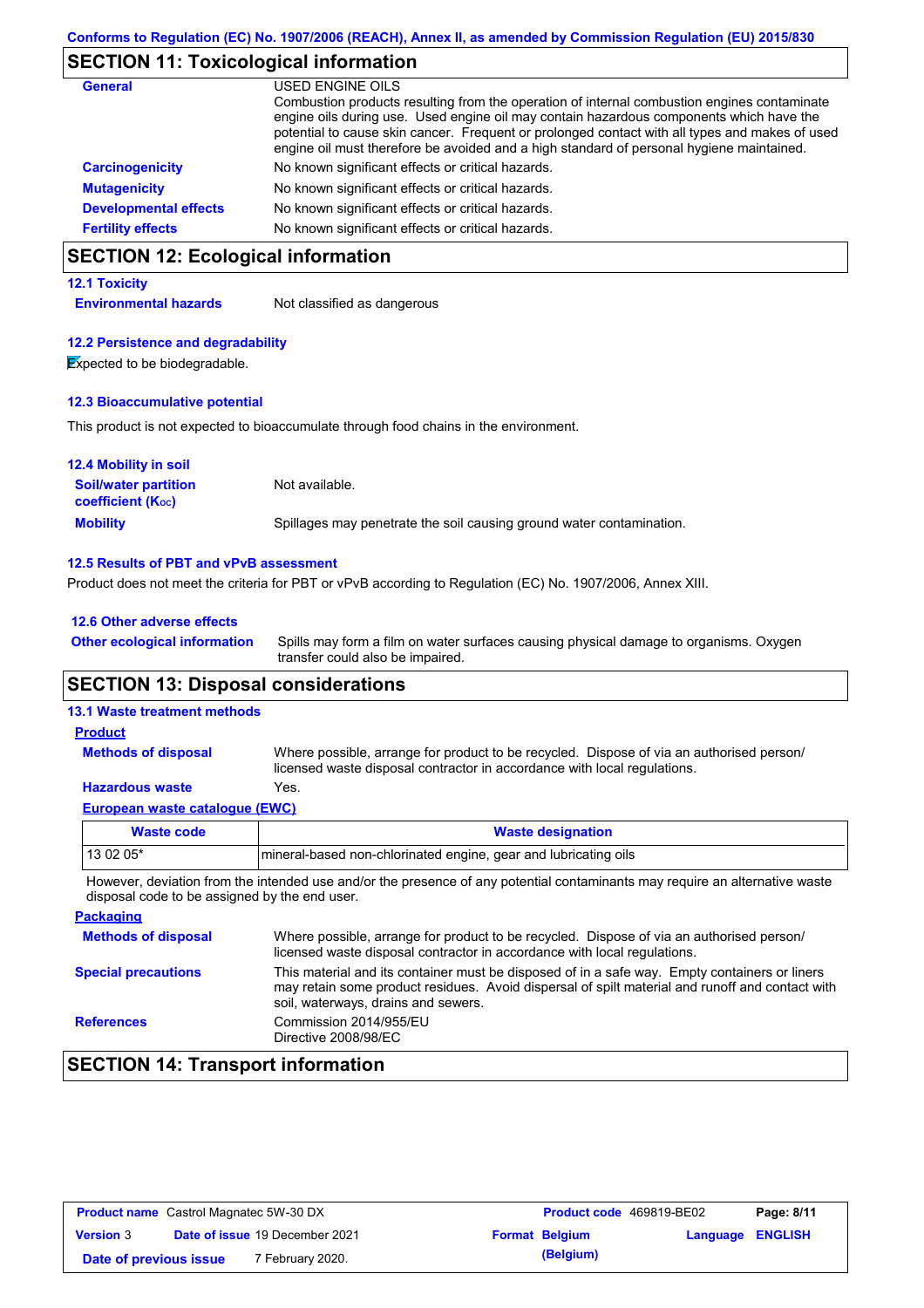Conforms to Regulation (EC) No. 1907/2006 (REACH), Annex II, as amended by Commission Regulation (EU) 2015/830

## SECTION 11: Toxicological information

**General**
USED ENGINE OILS
Combustion products resulting from the operation of internal combustion engines contaminate engine oils during use. Used engine oil may contain hazardous components which have the potential to cause skin cancer. Frequent or prolonged contact with all types and makes of used engine oil must therefore be avoided and a high standard of personal hygiene maintained.

**Carcinogenicity** No known significant effects or critical hazards.

**Mutagenicity** No known significant effects or critical hazards.

**Developmental effects** No known significant effects or critical hazards.

**Fertility effects** No known significant effects or critical hazards.

## SECTION 12: Ecological information

### 12.1 Toxicity

**Environmental hazards** Not classified as dangerous

### 12.2 Persistence and degradability

Expected to be biodegradable.

### 12.3 Bioaccumulative potential

This product is not expected to bioaccumulate through food chains in the environment.

### 12.4 Mobility in soil

**Soil/water partition coefficient ($K_{OC}$)** Not available.

**Mobility** Spillages may penetrate the soil causing ground water contamination.

### 12.5 Results of PBT and vPvB assessment

Product does not meet the criteria for PBT or vPvB according to Regulation (EC) No. 1907/2006, Annex XIII.

### 12.6 Other adverse effects

**Other ecological information** Spills may form a film on water surfaces causing physical damage to organisms. Oxygen transfer could also be impaired.

## SECTION 13: Disposal considerations

### 13.1 Waste treatment methods

**Product**

**Methods of disposal** Where possible, arrange for product to be recycled. Dispose of via an authorised person/ licensed waste disposal contractor in accordance with local regulations.

**Hazardous waste** Yes.

**European waste catalogue (EWC)**

| Waste code | Waste designation |
|---|---|
| 13 02 05* | mineral-based non-chlorinated engine, gear and lubricating oils |

However, deviation from the intended use and/or the presence of any potential contaminants may require an alternative waste disposal code to be assigned by the end user.

**Packaging**

**Methods of disposal** Where possible, arrange for product to be recycled. Dispose of via an authorised person/ licensed waste disposal contractor in accordance with local regulations.

**Special precautions** This material and its container must be disposed of in a safe way. Empty containers or liners may retain some product residues. Avoid dispersal of spilt material and runoff and contact with soil, waterways, drains and sewers.

**References** Commission 2014/955/EU
Directive 2008/98/EC

## SECTION 14: Transport information

| Product name | Castrol Magnatec 5W-30 DX | Product code | 469819-BE02 |
|---|---|---|---|
| Version 3 | Date of issue 19 December 2021 | Format Belgium (Belgium) | Language ENGLISH |
| Date of previous issue | 7 February 2020. | | |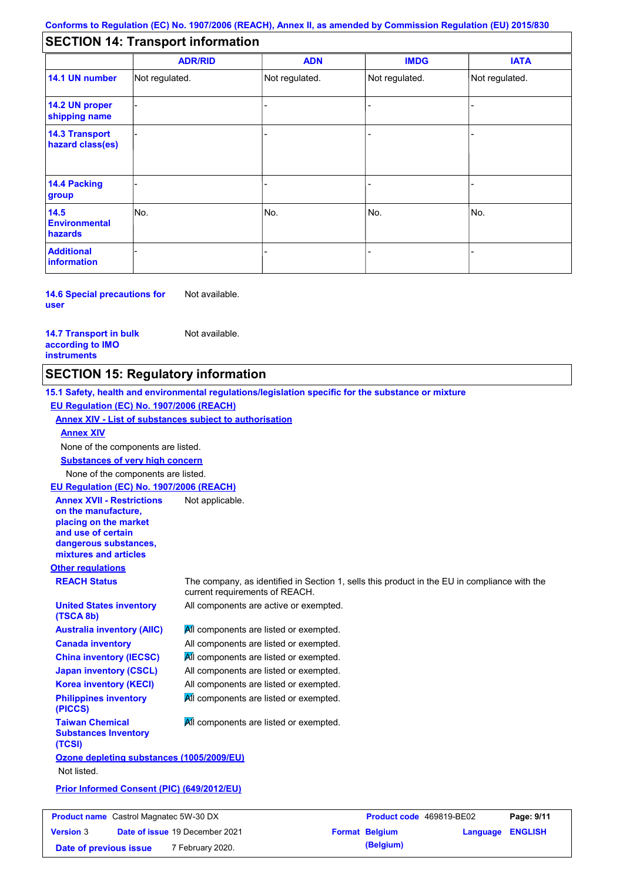## SECTION 14: Transport information

| | ADR/RID | ADN | IMDG | IATA |
|---|---|---|---|---|
| **14.1 UN number** | Not regulated. | Not regulated. | Not regulated. | Not regulated. |
| **14.2 UN proper shipping name** | - | - | - | - |
| **14.3 Transport hazard class(es)** | - | - | - | - |
| **14.4 Packing group** | - | - | - | - |
| **14.5 Environmental hazards** | No. | No. | No. | No. |
| **Additional information** | - | - | - | - |

**14.6 Special precautions for user** Not available.

**14.7 Transport in bulk according to IMO instruments** Not available.

## SECTION 15: Regulatory information

**15.1 Safety, health and environmental regulations/legislation specific for the substance or mixture**

**EU Regulation (EC) No. 1907/2006 (REACH)**

**Annex XIV - List of substances subject to authorisation**

**Annex XIV**

None of the components are listed.

**Substances of very high concern**

None of the components are listed.

**EU Regulation (EC) No. 1907/2006 (REACH)**

**Annex XVII - Restrictions on the manufacture, placing on the market and use of certain dangerous substances, mixtures and articles** Not applicable.

**Other regulations**

**REACH Status** The company, as identified in Section 1, sells this product in the EU in compliance with the current requirements of REACH.

**United States inventory (TSCA 8b)** All components are active or exempted.

**Australia inventory (AIIC)** All components are listed or exempted.

**Canada inventory** All components are listed or exempted.

**China inventory (IECSC)** All components are listed or exempted.

**Japan inventory (CSCL)** All components are listed or exempted.

**Korea inventory (KECI)** All components are listed or exempted.

**Philippines inventory (PICCS)** All components are listed or exempted.

**Taiwan Chemical Substances Inventory (TCSI)** All components are listed or exempted.

**Ozone depleting substances (1005/2009/EU)**

Not listed.

**Prior Informed Consent (PIC) (649/2012/EU)**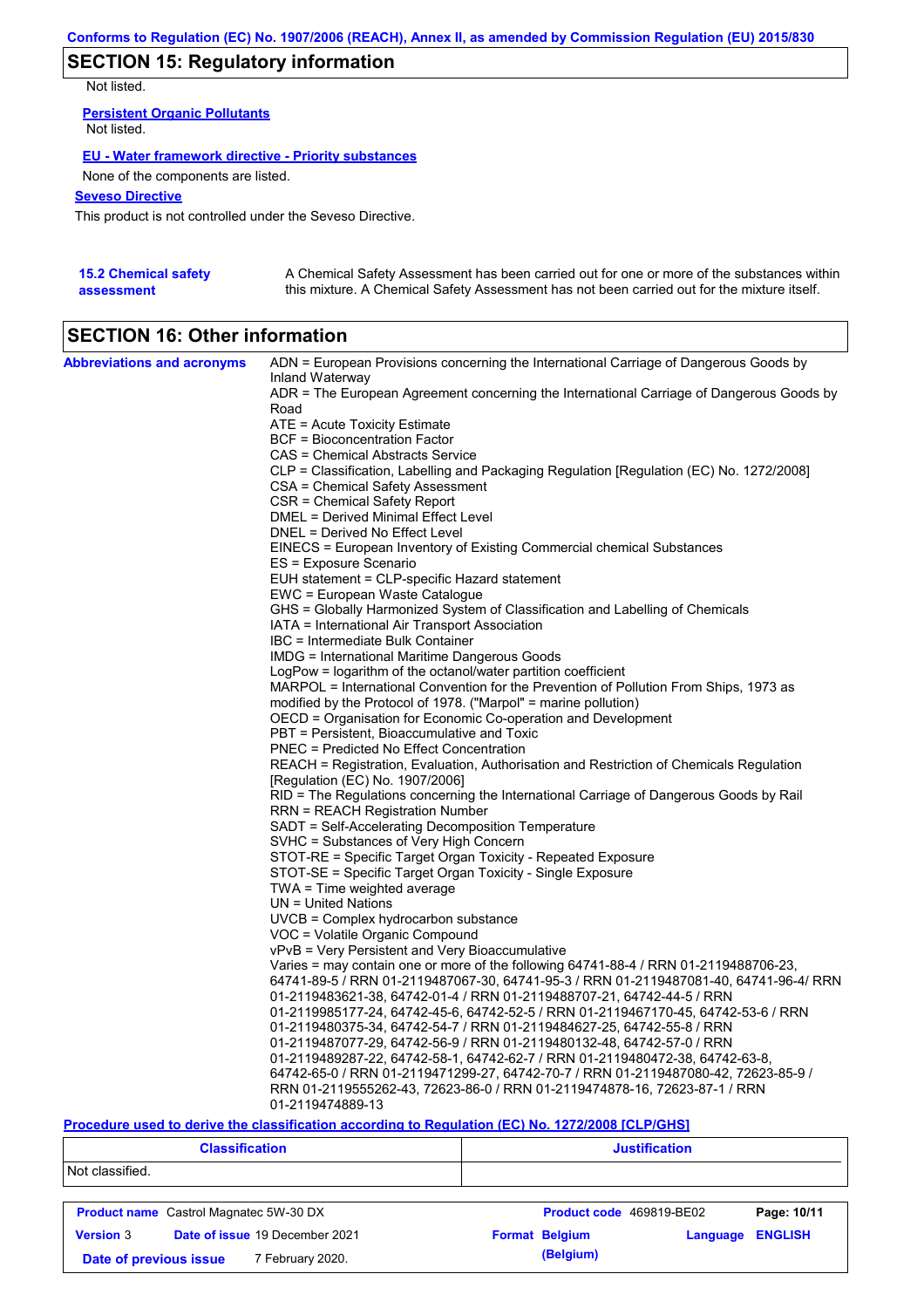## SECTION 15: Regulatory information

Not listed.

**Persistent Organic Pollutants**

Not listed.

**EU - Water framework directive - Priority substances**

None of the components are listed.

**Seveso Directive**

This product is not controlled under the Seveso Directive.

**15.2 Chemical safety assessment**

A Chemical Safety Assessment has been carried out for one or more of the substances within this mixture. A Chemical Safety Assessment has not been carried out for the mixture itself.

## SECTION 16: Other information

**Abbreviations and acronyms**

ADN = European Provisions concerning the International Carriage of Dangerous Goods by Inland Waterway
ADR = The European Agreement concerning the International Carriage of Dangerous Goods by Road
ATE = Acute Toxicity Estimate
BCF = Bioconcentration Factor
CAS = Chemical Abstracts Service
CLP = Classification, Labelling and Packaging Regulation [Regulation (EC) No. 1272/2008]
CSA = Chemical Safety Assessment
CSR = Chemical Safety Report
DMEL = Derived Minimal Effect Level
DNEL = Derived No Effect Level
EINECS = European Inventory of Existing Commercial chemical Substances
ES = Exposure Scenario
EUH statement = CLP-specific Hazard statement
EWC = European Waste Catalogue
GHS = Globally Harmonized System of Classification and Labelling of Chemicals
IATA = International Air Transport Association
IBC = Intermediate Bulk Container
IMDG = International Maritime Dangerous Goods
LogPow = logarithm of the octanol/water partition coefficient
MARPOL = International Convention for the Prevention of Pollution From Ships, 1973 as modified by the Protocol of 1978. ("Marpol" = marine pollution)
OECD = Organisation for Economic Co-operation and Development
PBT = Persistent, Bioaccumulative and Toxic
PNEC = Predicted No Effect Concentration
REACH = Registration, Evaluation, Authorisation and Restriction of Chemicals Regulation [Regulation (EC) No. 1907/2006]
RID = The Regulations concerning the International Carriage of Dangerous Goods by Rail
RRN = REACH Registration Number
SADT = Self-Accelerating Decomposition Temperature
SVHC = Substances of Very High Concern
STOT-RE = Specific Target Organ Toxicity - Repeated Exposure
STOT-SE = Specific Target Organ Toxicity - Single Exposure
TWA = Time weighted average
UN = United Nations
UVCB = Complex hydrocarbon substance
VOC = Volatile Organic Compound
vPvB = Very Persistent and Very Bioaccumulative
Varies = may contain one or more of the following 64741-88-4 / RRN 01-2119488706-23, 64741-89-5 / RRN 01-2119487067-30, 64741-95-3 / RRN 01-2119487081-40, 64741-96-4/ RRN 01-2119483621-38, 64742-01-4 / RRN 01-2119488707-21, 64742-44-5 / RRN 01-2119985177-24, 64742-45-6, 64742-52-5 / RRN 01-2119467170-45, 64742-53-6 / RRN 01-2119480375-34, 64742-54-7 / RRN 01-2119484627-25, 64742-55-8 / RRN 01-2119487077-29, 64742-56-9 / RRN 01-2119480132-48, 64742-57-0 / RRN 01-2119489287-22, 64742-58-1, 64742-62-7 / RRN 01-2119480472-38, 64742-63-8, 64742-65-0 / RRN 01-2119471299-27, 64742-70-7 / RRN 01-2119487080-42, 72623-85-9 / RRN 01-2119555262-43, 72623-86-0 / RRN 01-2119474878-16, 72623-87-1 / RRN 01-2119474889-13

**Procedure used to derive the classification according to Regulation (EC) No. 1272/2008 [CLP/GHS]**

| Classification | Justification |
|---|---|
| Not classified. | |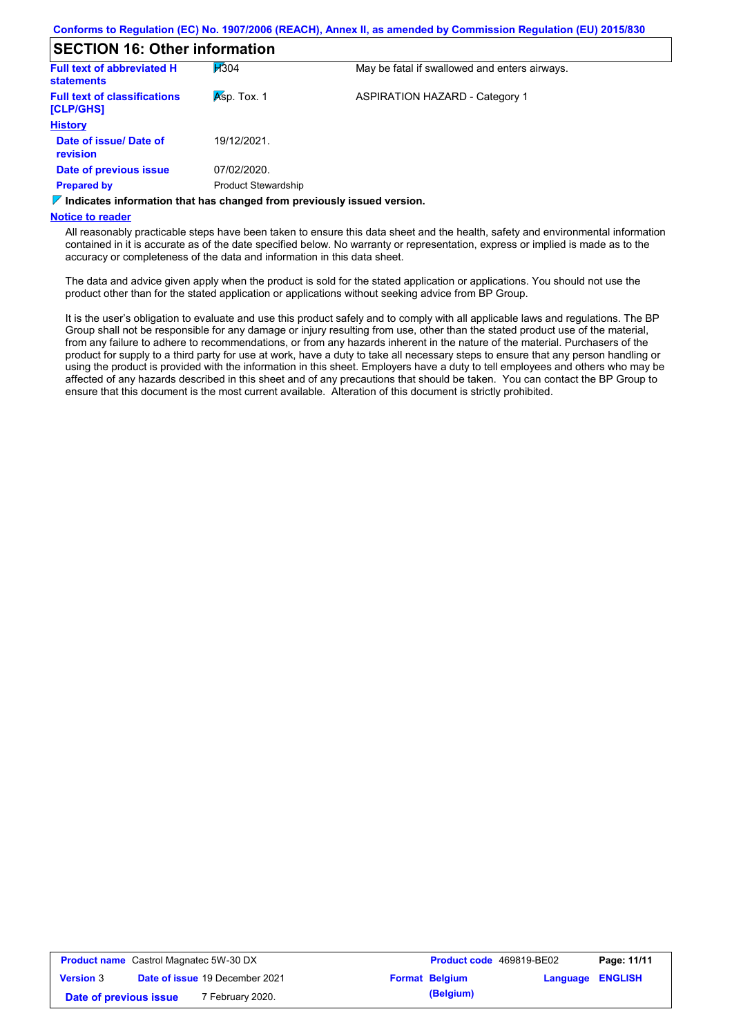## SECTION 16: Other information

| | | |
|---|---|---|
| **Full text of abbreviated H statements** | H304 | May be fatal if swallowed and enters airways. |
| **Full text of classifications [CLP/GHS]** | Asp. Tox. 1 | ASPIRATION HAZARD - Category 1 |

**History**

| | |
|---|---|
| **Date of issue/ Date of revision** | 19/12/2021. |
| **Date of previous issue** | 07/02/2020. |
| **Prepared by** | Product Stewardship |

**Indicates information that has changed from previously issued version.**

**Notice to reader**

All reasonably practicable steps have been taken to ensure this data sheet and the health, safety and environmental information contained in it is accurate as of the date specified below. No warranty or representation, express or implied is made as to the accuracy or completeness of the data and information in this data sheet.

The data and advice given apply when the product is sold for the stated application or applications. You should not use the product other than for the stated application or applications without seeking advice from BP Group.

It is the user's obligation to evaluate and use this product safely and to comply with all applicable laws and regulations. The BP Group shall not be responsible for any damage or injury resulting from use, other than the stated product use of the material, from any failure to adhere to recommendations, or from any hazards inherent in the nature of the material. Purchasers of the product for supply to a third party for use at work, have a duty to take all necessary steps to ensure that any person handling or using the product is provided with the information in this sheet. Employers have a duty to tell employees and others who may be affected of any hazards described in this sheet and of any precautions that should be taken. You can contact the BP Group to ensure that this document is the most current available. Alteration of this document is strictly prohibited.